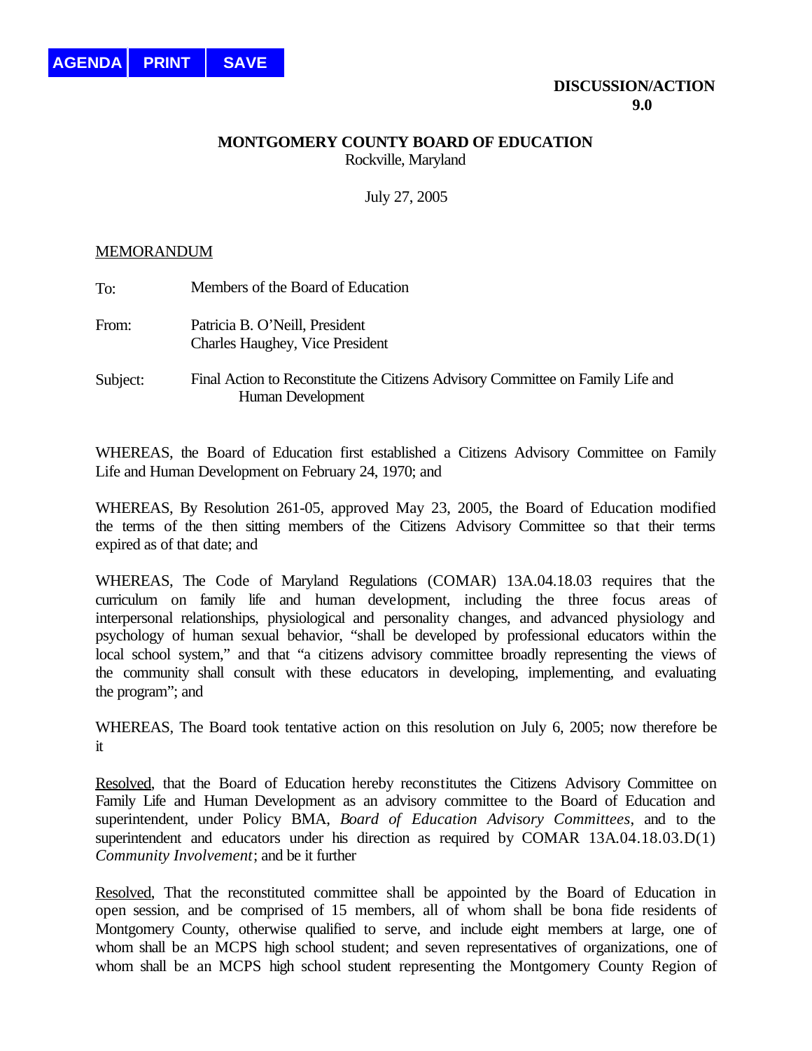**DISCUSSION/ACTION**
**9.0**

**MONTGOMERY COUNTY BOARD OF EDUCATION**
Rockville, Maryland

July 27, 2005

MEMORANDUM

To: Members of the Board of Education

From: Patricia B. O'Neill, President
Charles Haughey, Vice President

Subject: Final Action to Reconstitute the Citizens Advisory Committee on Family Life and Human Development

WHEREAS, the Board of Education first established a Citizens Advisory Committee on Family Life and Human Development on February 24, 1970; and

WHEREAS, By Resolution 261-05, approved May 23, 2005, the Board of Education modified the terms of the then sitting members of the Citizens Advisory Committee so that their terms expired as of that date; and

WHEREAS, The Code of Maryland Regulations (COMAR) 13A.04.18.03 requires that the curriculum on family life and human development, including the three focus areas of interpersonal relationships, physiological and personality changes, and advanced physiology and psychology of human sexual behavior, "shall be developed by professional educators within the local school system," and that "a citizens advisory committee broadly representing the views of the community shall consult with these educators in developing, implementing, and evaluating the program"; and

WHEREAS, The Board took tentative action on this resolution on July 6, 2005; now therefore be it

Resolved, that the Board of Education hereby reconstitutes the Citizens Advisory Committee on Family Life and Human Development as an advisory committee to the Board of Education and superintendent, under Policy BMA, *Board of Education Advisory Committees*, and to the superintendent and educators under his direction as required by COMAR 13A.04.18.03.D(1) *Community Involvement*; and be it further

Resolved, That the reconstituted committee shall be appointed by the Board of Education in open session, and be comprised of 15 members, all of whom shall be bona fide residents of Montgomery County, otherwise qualified to serve, and include eight members at large, one of whom shall be an MCPS high school student; and seven representatives of organizations, one of whom shall be an MCPS high school student representing the Montgomery County Region of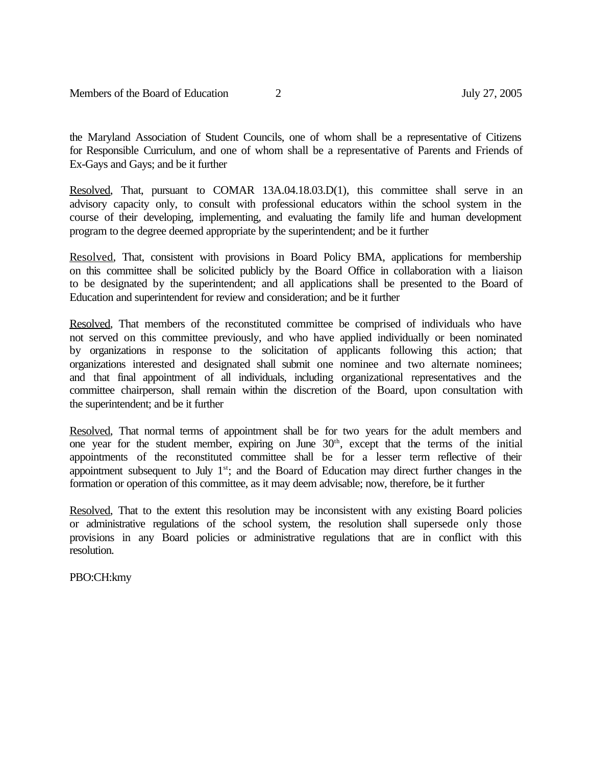the Maryland Association of Student Councils, one of whom shall be a representative of Citizens for Responsible Curriculum, and one of whom shall be a representative of Parents and Friends of Ex-Gays and Gays; and be it further

Resolved, That, pursuant to COMAR 13A.04.18.03.D(1), this committee shall serve in an advisory capacity only, to consult with professional educators within the school system in the course of their developing, implementing, and evaluating the family life and human development program to the degree deemed appropriate by the superintendent; and be it further

Resolved, That, consistent with provisions in Board Policy BMA, applications for membership on this committee shall be solicited publicly by the Board Office in collaboration with a liaison to be designated by the superintendent; and all applications shall be presented to the Board of Education and superintendent for review and consideration; and be it further

Resolved, That members of the reconstituted committee be comprised of individuals who have not served on this committee previously, and who have applied individually or been nominated by organizations in response to the solicitation of applicants following this action; that organizations interested and designated shall submit one nominee and two alternate nominees; and that final appointment of all individuals, including organizational representatives and the committee chairperson, shall remain within the discretion of the Board, upon consultation with the superintendent; and be it further

Resolved, That normal terms of appointment shall be for two years for the adult members and one year for the student member, expiring on June 30th, except that the terms of the initial appointments of the reconstituted committee shall be for a lesser term reflective of their appointment subsequent to July 1st; and the Board of Education may direct further changes in the formation or operation of this committee, as it may deem advisable; now, therefore, be it further

Resolved, That to the extent this resolution may be inconsistent with any existing Board policies or administrative regulations of the school system, the resolution shall supersede only those provisions in any Board policies or administrative regulations that are in conflict with this resolution.

PBO:CH:kmy